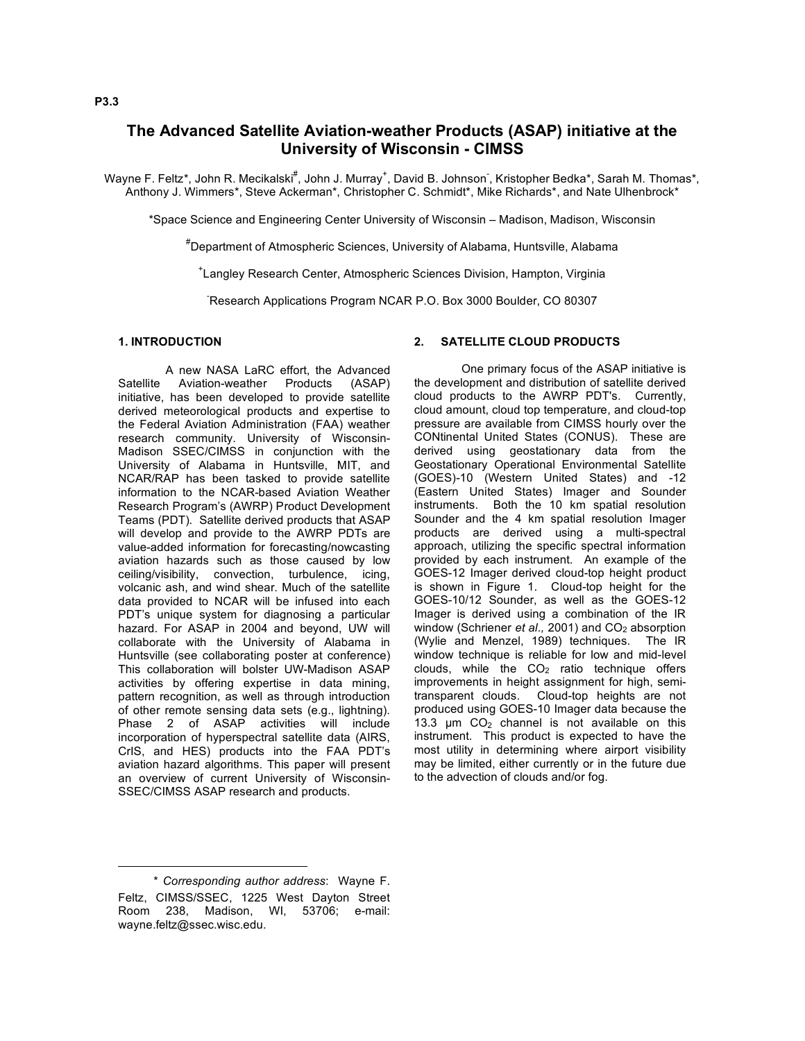P3.3

# The Advanced Satellite Aviation-weather Products (ASAP) initiative at the University of Wisconsin - CIMSS

Wayne F. Feltz*, John R. Mecikalski[#], John J. Murray[+], David B. Johnson[-], Kristopher Bedka*, Sarah M. Thomas*, Anthony J. Wimmers*, Steve Ackerman*, Christopher C. Schmidt*, Mike Richards*, and Nate Ulhenbrock*

*Space Science and Engineering Center University of Wisconsin – Madison, Madison, Wisconsin

[#]Department of Atmospheric Sciences, University of Alabama, Huntsville, Alabama

[+]Langley Research Center, Atmospheric Sciences Division, Hampton, Virginia

[-]Research Applications Program NCAR P.O. Box 3000 Boulder, CO 80307

## 1. INTRODUCTION

A new NASA LaRC effort, the Advanced Satellite Aviation-weather Products (ASAP) initiative, has been developed to provide satellite derived meteorological products and expertise to the Federal Aviation Administration (FAA) weather research community. University of Wisconsin-Madison SSEC/CIMSS in conjunction with the University of Alabama in Huntsville, MIT, and NCAR/RAP has been tasked to provide satellite information to the NCAR-based Aviation Weather Research Program's (AWRP) Product Development Teams (PDT). Satellite derived products that ASAP will develop and provide to the AWRP PDTs are value-added information for forecasting/nowcasting aviation hazards such as those caused by low ceiling/visibility, convection, turbulence, icing, volcanic ash, and wind shear. Much of the satellite data provided to NCAR will be infused into each PDT's unique system for diagnosing a particular hazard. For ASAP in 2004 and beyond, UW will collaborate with the University of Alabama in Huntsville (see collaborating poster at conference) This collaboration will bolster UW-Madison ASAP activities by offering expertise in data mining, pattern recognition, as well as through introduction of other remote sensing data sets (e.g., lightning). Phase 2 of ASAP activities will include incorporation of hyperspectral satellite data (AIRS, CrIS, and HES) products into the FAA PDT's aviation hazard algorithms. This paper will present an overview of current University of Wisconsin-SSEC/CIMSS ASAP research and products.

## 2. SATELLITE CLOUD PRODUCTS

One primary focus of the ASAP initiative is the development and distribution of satellite derived cloud products to the AWRP PDT's. Currently, cloud amount, cloud top temperature, and cloud-top pressure are available from CIMSS hourly over the CONtinental United States (CONUS). These are derived using geostationary data from the Geostationary Operational Environmental Satellite (GOES)-10 (Western United States) and -12 (Eastern United States) Imager and Sounder instruments. Both the 10 km spatial resolution Sounder and the 4 km spatial resolution Imager products are derived using a multi-spectral approach, utilizing the specific spectral information provided by each instrument. An example of the GOES-12 Imager derived cloud-top height product is shown in Figure 1. Cloud-top height for the GOES-10/12 Sounder, as well as the GOES-12 Imager is derived using a combination of the IR window (Schriener *et al.,* 2001) and $CO_2$ absorption (Wylie and Menzel, 1989) techniques. The IR window technique is reliable for low and mid-level clouds, while the $CO_2$ ratio technique offers improvements in height assignment for high, semi-transparent clouds. Cloud-top heights are not produced using GOES-10 Imager data because the 13.3 μm $CO_2$ channel is not available on this instrument. This product is expected to have the most utility in determining where airport visibility may be limited, either currently or in the future due to the advection of clouds and/or fog.

---

\* *Corresponding author address*: Wayne F. Feltz, CIMSS/SSEC, 1225 West Dayton Street Room 238, Madison, WI, 53706; e-mail: wayne.feltz@ssec.wisc.edu.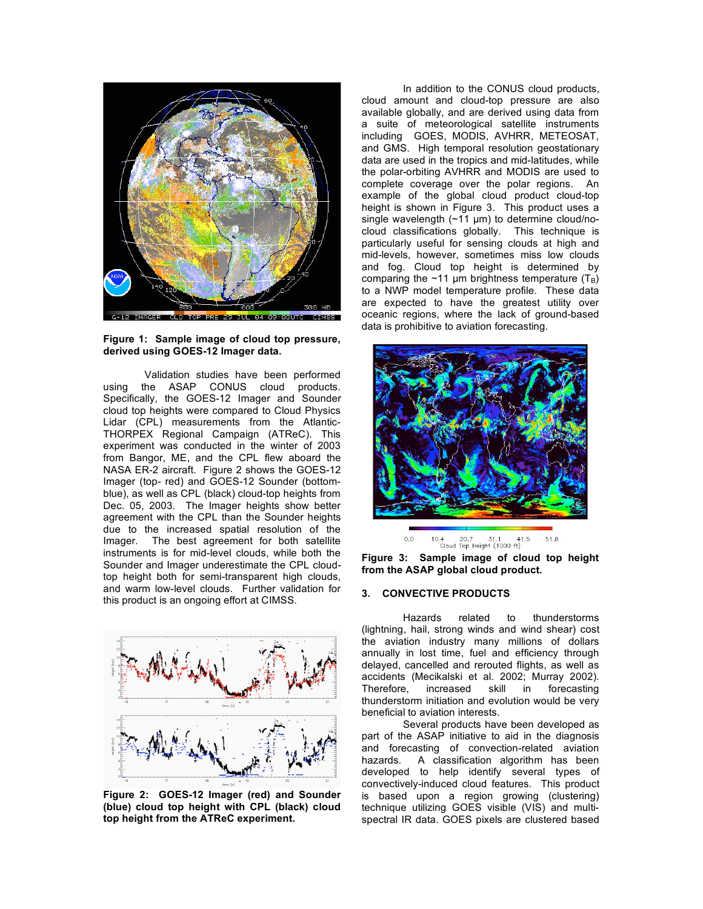**Figure 1: Sample image of cloud top pressure, derived using GOES-12 Imager data.**

Validation studies have been performed using the ASAP CONUS cloud products. Specifically, the GOES-12 Imager and Sounder cloud top heights were compared to Cloud Physics Lidar (CPL) measurements from the Atlantic-THORPEX Regional Campaign (ATReC). This experiment was conducted in the winter of 2003 from Bangor, ME, and the CPL flew aboard the NASA ER-2 aircraft. Figure 2 shows the GOES-12 Imager (top- red) and GOES-12 Sounder (bottom- blue), as well as CPL (black) cloud-top heights from Dec. 05, 2003. The Imager heights show better agreement with the CPL than the Sounder heights due to the increased spatial resolution of the Imager. The best agreement for both satellite instruments is for mid-level clouds, while both the Sounder and Imager underestimate the CPL cloud-top height both for semi-transparent high clouds, and warm low-level clouds. Further validation for this product is an ongoing effort at CIMSS.

**Figure 2: GOES-12 Imager (red) and Sounder (blue) cloud top height with CPL (black) cloud top height from the ATReC experiment.**

In addition to the CONUS cloud products, cloud amount and cloud-top pressure are also available globally, and are derived using data from a suite of meteorological satellite instruments including GOES, MODIS, AVHRR, METEOSAT, and GMS. High temporal resolution geostationary data are used in the tropics and mid-latitudes, while the polar-orbiting AVHRR and MODIS are used to complete coverage over the polar regions. An example of the global cloud product cloud-top height is shown in Figure 3. This product uses a single wavelength (~11 µm) to determine cloud/no-cloud classifications globally. This technique is particularly useful for sensing clouds at high and mid-levels, however, sometimes miss low clouds and fog. Cloud top height is determined by comparing the ~11 µm brightness temperature ($T_B$) to a NWP model temperature profile. These data are expected to have the greatest utility over oceanic regions, where the lack of ground-based data is prohibitive to aviation forecasting.

**Figure 3: Sample image of cloud top height from the ASAP global cloud product.**

## 3. CONVECTIVE PRODUCTS

Hazards related to thunderstorms (lightning, hail, strong winds and wind shear) cost the aviation industry many millions of dollars annually in lost time, fuel and efficiency through delayed, cancelled and rerouted flights, as well as accidents (Mecikalski et al. 2002; Murray 2002). Therefore, increased skill in forecasting thunderstorm initiation and evolution would be very beneficial to aviation interests.

Several products have been developed as part of the ASAP initiative to aid in the diagnosis and forecasting of convection-related aviation hazards. A classification algorithm has been developed to help identify several types of convectively-induced cloud features. This product is based upon a region growing (clustering) technique utilizing GOES visible (VIS) and multi-spectral IR data. GOES pixels are clustered based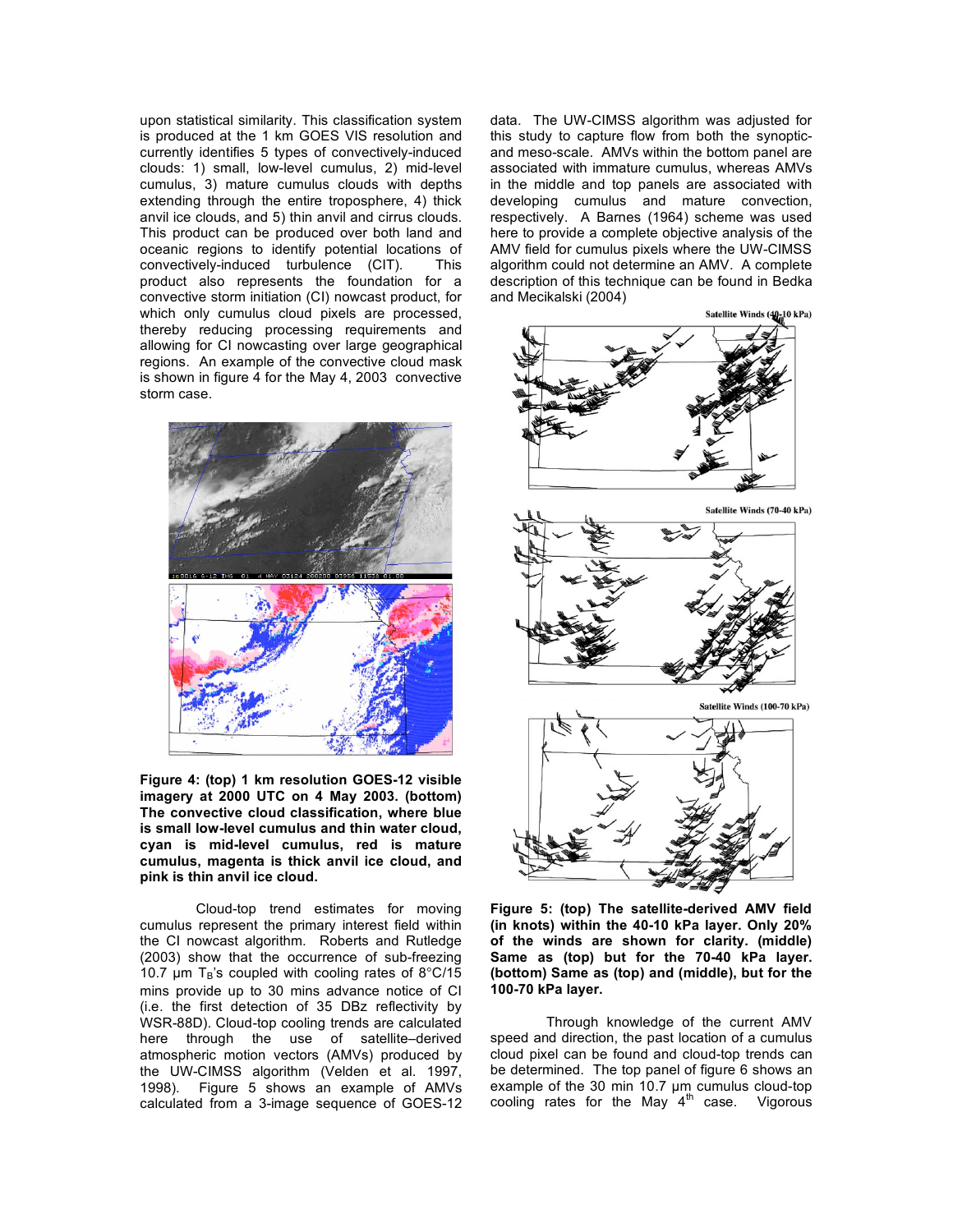upon statistical similarity. This classification system is produced at the 1 km GOES VIS resolution and currently identifies 5 types of convectively-induced clouds: 1) small, low-level cumulus, 2) mid-level cumulus, 3) mature cumulus clouds with depths extending through the entire troposphere, 4) thick anvil ice clouds, and 5) thin anvil and cirrus clouds. This product can be produced over both land and oceanic regions to identify potential locations of convectively-induced turbulence (CIT). This product also represents the foundation for a convective storm initiation (CI) nowcast product, for which only cumulus cloud pixels are processed, thereby reducing processing requirements and allowing for CI nowcasting over large geographical regions. An example of the convective cloud mask is shown in figure 4 for the May 4, 2003 convective storm case.

**Figure 4: (top) 1 km resolution GOES-12 visible imagery at 2000 UTC on 4 May 2003. (bottom) The convective cloud classification, where blue is small low-level cumulus and thin water cloud, cyan is mid-level cumulus, red is mature cumulus, magenta is thick anvil ice cloud, and pink is thin anvil ice cloud.**

Cloud-top trend estimates for moving cumulus represent the primary interest field within the CI nowcast algorithm. Roberts and Rutledge (2003) show that the occurrence of sub-freezing 10.7 µm $T_B$'s coupled with cooling rates of 8°C/15 mins provide up to 30 mins advance notice of CI (i.e. the first detection of 35 DBz reflectivity by WSR-88D). Cloud-top cooling trends are calculated here through the use of satellite–derived atmospheric motion vectors (AMVs) produced by the UW-CIMSS algorithm (Velden et al. 1997, 1998). Figure 5 shows an example of AMVs calculated from a 3-image sequence of GOES-12 data. The UW-CIMSS algorithm was adjusted for this study to capture flow from both the synoptic- and meso-scale. AMVs within the bottom panel are associated with immature cumulus, whereas AMVs in the middle and top panels are associated with developing cumulus and mature convection, respectively. A Barnes (1964) scheme was used here to provide a complete objective analysis of the AMV field for cumulus pixels where the UW-CIMSS algorithm could not determine an AMV. A complete description of this technique can be found in Bedka and Mecikalski (2004)

**Figure 5: (top) The satellite-derived AMV field (in knots) within the 40-10 kPa layer. Only 20% of the winds are shown for clarity. (middle) Same as (top) but for the 70-40 kPa layer. (bottom) Same as (top) and (middle), but for the 100-70 kPa layer.**

Through knowledge of the current AMV speed and direction, the past location of a cumulus cloud pixel can be found and cloud-top trends can be determined. The top panel of figure 6 shows an example of the 30 min 10.7 µm cumulus cloud-top cooling rates for the May 4[th] case. Vigorous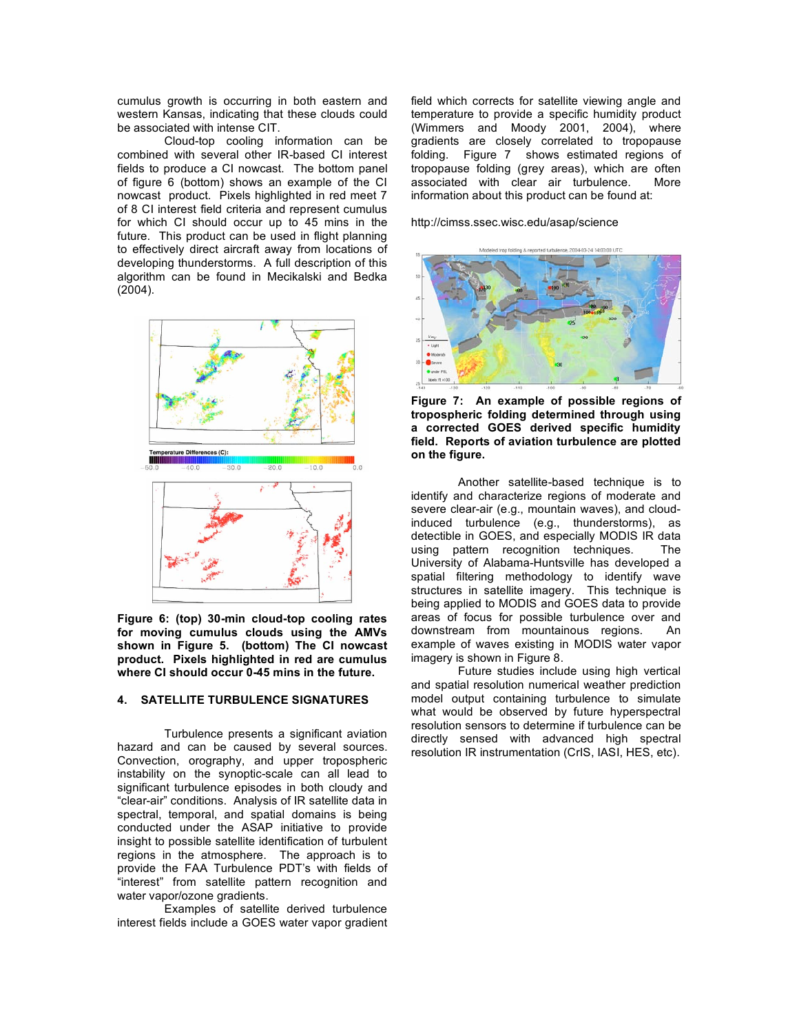cumulus growth is occurring in both eastern and western Kansas, indicating that these clouds could be associated with intense CIT.

Cloud-top cooling information can be combined with several other IR-based CI interest fields to produce a CI nowcast. The bottom panel of figure 6 (bottom) shows an example of the CI nowcast product. Pixels highlighted in red meet 7 of 8 CI interest field criteria and represent cumulus for which CI should occur up to 45 mins in the future. This product can be used in flight planning to effectively direct aircraft away from locations of developing thunderstorms. A full description of this algorithm can be found in Mecikalski and Bedka (2004).

**Figure 6: (top) 30-min cloud-top cooling rates for moving cumulus clouds using the AMVs shown in Figure 5. (bottom) The CI nowcast product. Pixels highlighted in red are cumulus where CI should occur 0-45 mins in the future.**

## 4. SATELLITE TURBULENCE SIGNATURES

Turbulence presents a significant aviation hazard and can be caused by several sources. Convection, orography, and upper tropospheric instability on the synoptic-scale can all lead to significant turbulence episodes in both cloudy and "clear-air" conditions. Analysis of IR satellite data in spectral, temporal, and spatial domains is being conducted under the ASAP initiative to provide insight to possible satellite identification of turbulent regions in the atmosphere. The approach is to provide the FAA Turbulence PDT's with fields of "interest" from satellite pattern recognition and water vapor/ozone gradients.

Examples of satellite derived turbulence interest fields include a GOES water vapor gradient field which corrects for satellite viewing angle and temperature to provide a specific humidity product (Wimmers and Moody 2001, 2004), where gradients are closely correlated to tropopause folding. Figure 7 shows estimated regions of tropopause folding (grey areas), which are often associated with clear air turbulence. More information about this product can be found at:

http://cimss.ssec.wisc.edu/asap/science

**Figure 7: An example of possible regions of tropospheric folding determined through using a corrected GOES derived specific humidity field. Reports of aviation turbulence are plotted on the figure.**

Another satellite-based technique is to identify and characterize regions of moderate and severe clear-air (e.g., mountain waves), and cloud-induced turbulence (e.g., thunderstorms), as detectible in GOES, and especially MODIS IR data using pattern recognition techniques. The University of Alabama-Huntsville has developed a spatial filtering methodology to identify wave structures in satellite imagery. This technique is being applied to MODIS and GOES data to provide areas of focus for possible turbulence over and downstream from mountainous regions. An example of waves existing in MODIS water vapor imagery is shown in Figure 8.

Future studies include using high vertical and spatial resolution numerical weather prediction model output containing turbulence to simulate what would be observed by future hyperspectral resolution sensors to determine if turbulence can be directly sensed with advanced high spectral resolution IR instrumentation (CrIS, IASI, HES, etc).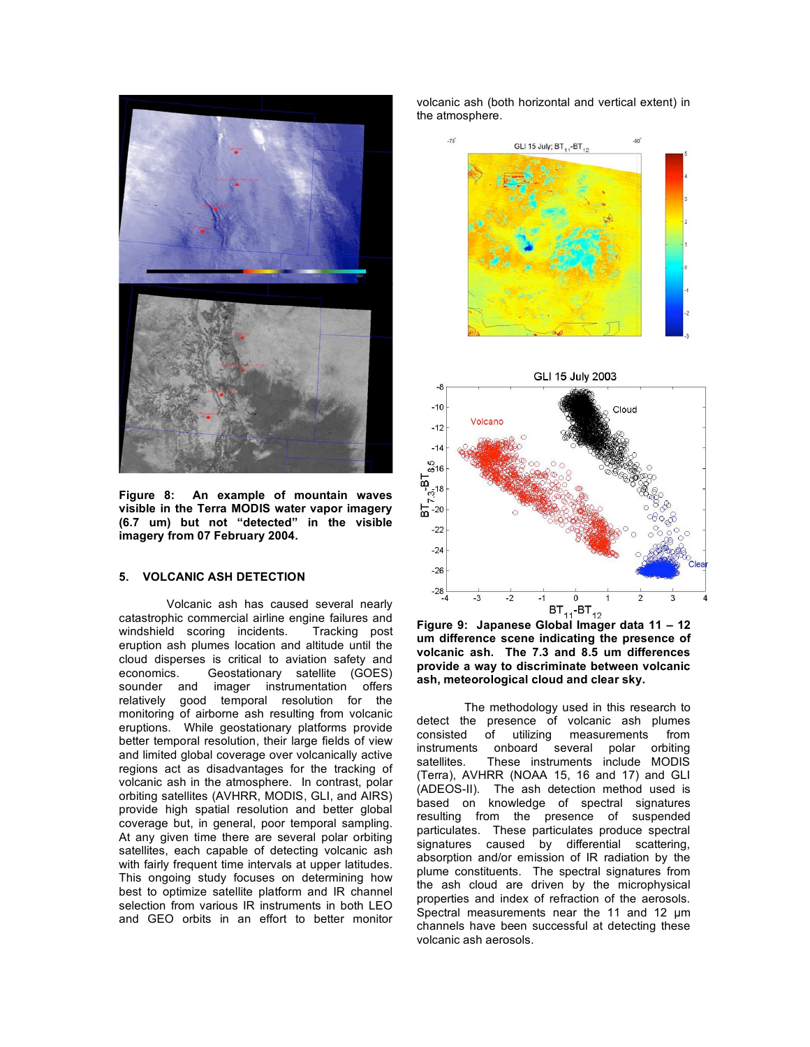**Figure 8: An example of mountain waves visible in the Terra MODIS water vapor imagery (6.7 um) but not "detected" in the visible imagery from 07 February 2004.**

## 5. VOLCANIC ASH DETECTION

Volcanic ash has caused several nearly catastrophic commercial airline engine failures and windshield scoring incidents. Tracking post eruption ash plumes location and altitude until the cloud disperses is critical to aviation safety and economics. Geostationary satellite (GOES) sounder and imager instrumentation offers relatively good temporal resolution for the monitoring of airborne ash resulting from volcanic eruptions. While geostationary platforms provide better temporal resolution, their large fields of view and limited global coverage over volcanically active regions act as disadvantages for the tracking of volcanic ash in the atmosphere. In contrast, polar orbiting satellites (AVHRR, MODIS, GLI, and AIRS) provide high spatial resolution and better global coverage but, in general, poor temporal sampling. At any given time there are several polar orbiting satellites, each capable of detecting volcanic ash with fairly frequent time intervals at upper latitudes. This ongoing study focuses on determining how best to optimize satellite platform and IR channel selection from various IR instruments in both LEO and GEO orbits in an effort to better monitor volcanic ash (both horizontal and vertical extent) in the atmosphere.

**Figure 9: Japanese Global Imager data 11 – 12 um difference scene indicating the presence of volcanic ash. The 7.3 and 8.5 um differences provide a way to discriminate between volcanic ash, meteorological cloud and clear sky.**

The methodology used in this research to detect the presence of volcanic ash plumes consisted of utilizing measurements from instruments onboard several polar orbiting satellites. These instruments include MODIS (Terra), AVHRR (NOAA 15, 16 and 17) and GLI (ADEOS-II). The ash detection method used is based on knowledge of spectral signatures resulting from the presence of suspended particulates. These particulates produce spectral signatures caused by differential scattering, absorption and/or emission of IR radiation by the plume constituents. The spectral signatures from the ash cloud are driven by the microphysical properties and index of refraction of the aerosols. Spectral measurements near the 11 and 12 µm channels have been successful at detecting these volcanic ash aerosols.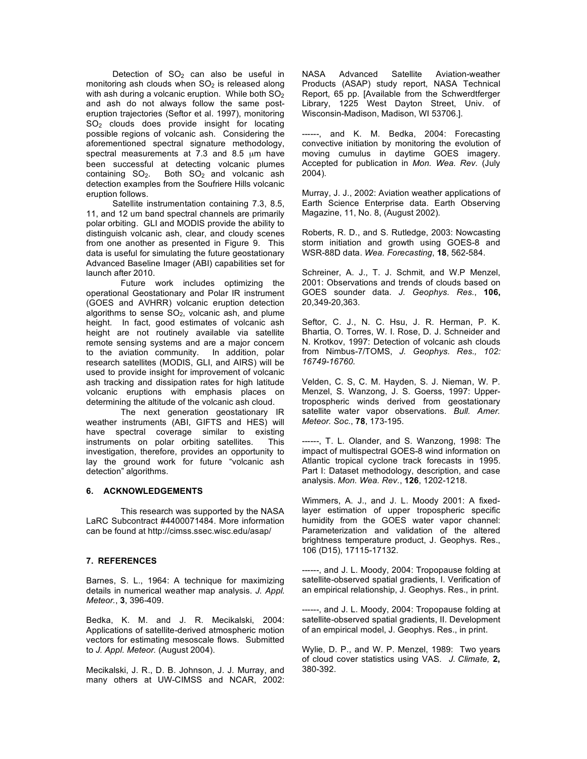Detection of $SO_2$ can also be useful in monitoring ash clouds when $SO_2$ is released along with ash during a volcanic eruption. While both $SO_2$ and ash do not always follow the same post-eruption trajectories (Seftor et al. 1997), monitoring $SO_2$ clouds does provide insight for locating possible regions of volcanic ash. Considering the aforementioned spectral signature methodology, spectral measurements at 7.3 and 8.5 $\mu$m have been successful at detecting volcanic plumes containing $SO_2$. Both $SO_2$ and volcanic ash detection examples from the Soufriere Hills volcanic eruption follows.

Satellite instrumentation containing 7.3, 8.5, 11, and 12 um band spectral channels are primarily polar orbiting. GLI and MODIS provide the ability to distinguish volcanic ash, clear, and cloudy scenes from one another as presented in Figure 9. This data is useful for simulating the future geostationary Advanced Baseline Imager (ABI) capabilities set for launch after 2010.

Future work includes optimizing the operational Geostationary and Polar IR instrument (GOES and AVHRR) volcanic eruption detection algorithms to sense $SO_2$, volcanic ash, and plume height. In fact, good estimates of volcanic ash height are not routinely available via satellite remote sensing systems and are a major concern to the aviation community. In addition, polar research satellites (MODIS, GLI, and AIRS) will be used to provide insight for improvement of volcanic ash tracking and dissipation rates for high latitude volcanic eruptions with emphasis places on determining the altitude of the volcanic ash cloud.

The next generation geostationary IR weather instruments (ABI, GIFTS and HES) will have spectral coverage similar to existing instruments on polar orbiting satellites. This investigation, therefore, provides an opportunity to lay the ground work for future "volcanic ash detection" algorithms.

## 6. ACKNOWLEDGEMENTS

This research was supported by the NASA LaRC Subcontract #4400071484. More information can be found at http://cimss.ssec.wisc.edu/asap/

## 7. REFERENCES

Barnes, S. L., 1964: A technique for maximizing details in numerical weather map analysis. *J. Appl. Meteor.*, **3**, 396-409.

Bedka, K. M. and J. R. Mecikalski, 2004: Applications of satellite-derived atmospheric motion vectors for estimating mesoscale flows. Submitted to *J. Appl. Meteor.* (August 2004).

Mecikalski, J. R., D. B. Johnson, J. J. Murray, and many others at UW-CIMSS and NCAR, 2002: NASA Advanced Satellite Aviation-weather Products (ASAP) study report, NASA Technical Report, 65 pp. [Available from the Schwerdtferger Library, 1225 West Dayton Street, Univ. of Wisconsin-Madison, Madison, WI 53706.].

------, and K. M. Bedka, 2004: Forecasting convective initiation by monitoring the evolution of moving cumulus in daytime GOES imagery. Accepted for publication in *Mon. Wea. Rev.* (July 2004).

Murray, J. J., 2002: Aviation weather applications of Earth Science Enterprise data. Earth Observing Magazine, 11, No. 8, (August 2002).

Roberts, R. D., and S. Rutledge, 2003: Nowcasting storm initiation and growth using GOES-8 and WSR-88D data. *Wea. Forecasting*, **18**, 562-584.

Schreiner, A. J., T. J. Schmit, and W.P Menzel, 2001: Observations and trends of clouds based on GOES sounder data. *J. Geophys. Res.*, **106,** 20,349-20,363.

Seftor, C. J., N. C. Hsu, J. R. Herman, P. K. Bhartia, O. Torres, W. I. Rose, D. J. Schneider and N. Krotkov, 1997: Detection of volcanic ash clouds from Nimbus-7/TOMS, *J. Geophys. Res., 102: 16749-16760.*

Velden, C. S, C. M. Hayden, S. J. Nieman, W. P. Menzel, S. Wanzong, J. S. Goerss, 1997: Upper-tropospheric winds derived from geostationary satellite water vapor observations. *Bull. Amer. Meteor. Soc.*, **78**, 173-195.

------, T. L. Olander, and S. Wanzong, 1998: The impact of multispectral GOES-8 wind information on Atlantic tropical cyclone track forecasts in 1995. Part I: Dataset methodology, description, and case analysis. *Mon. Wea. Rev.*, **126**, 1202-1218.

Wimmers, A. J., and J. L. Moody 2001: A fixed-layer estimation of upper tropospheric specific humidity from the GOES water vapor channel: Parameterization and validation of the altered brightness temperature product, J. Geophys. Res., 106 (D15), 17115-17132.

------, and J. L. Moody, 2004: Tropopause folding at satellite-observed spatial gradients, I. Verification of an empirical relationship, J. Geophys. Res., in print.

------, and J. L. Moody, 2004: Tropopause folding at satellite-observed spatial gradients, II. Development of an empirical model, J. Geophys. Res., in print.

Wylie, D. P., and W. P. Menzel, 1989: Two years of cloud cover statistics using VAS. *J. Climate,* **2,** 380-392.